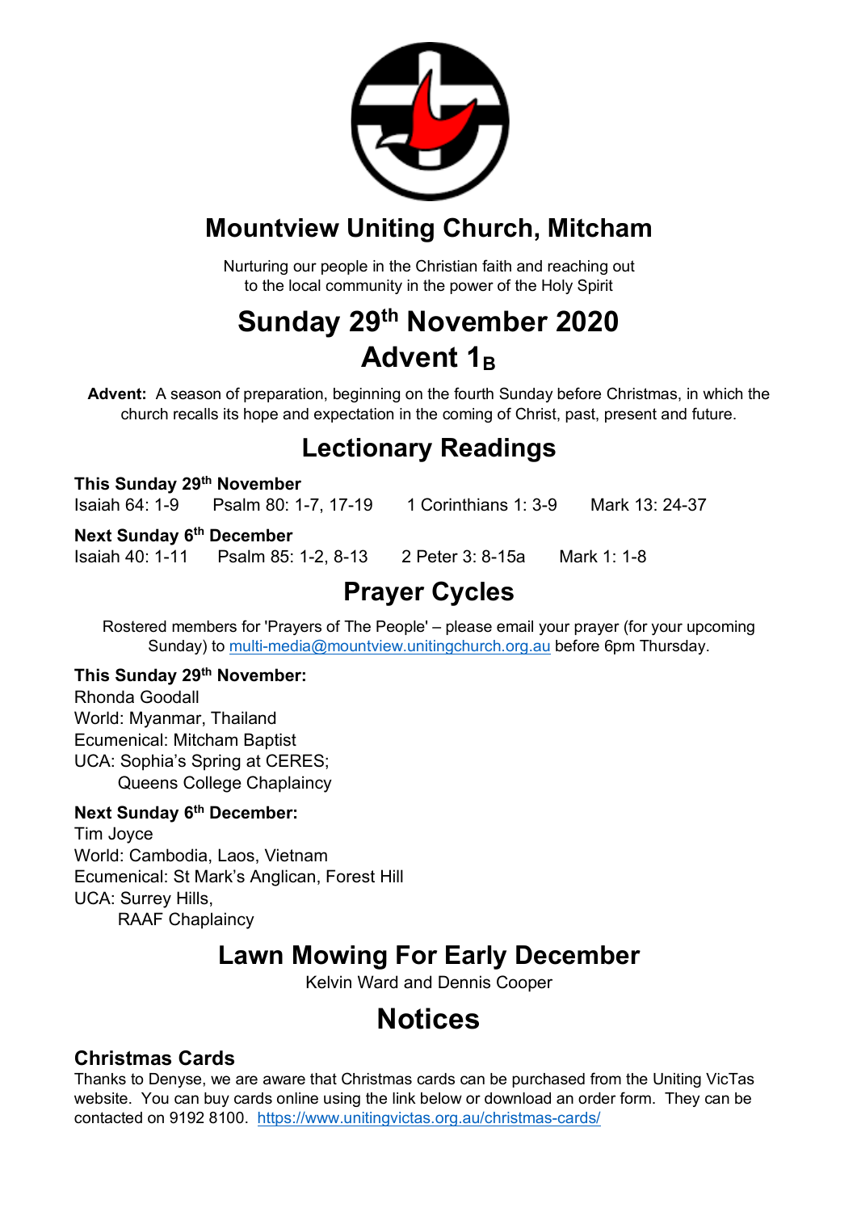# Mountview Uniting Church, Mitcham

Nurturing our people in the Christian faith and reaching out to the local community in the power of the Holy Spirit

# Sunday 29th November 2020
# Advent 1$_B$

**Advent:** A season of preparation, beginning on the fourth Sunday before Christmas, in which the church recalls its hope and expectation in the coming of Christ, past, present and future.

## Lectionary Readings

**This Sunday 29th November**
Isaiah 64: 1-9 Psalm 80: 1-7, 17-19 1 Corinthians 1: 3-9 Mark 13: 24-37

**Next Sunday 6th December**
Isaiah 40: 1-11 Psalm 85: 1-2, 8-13 2 Peter 3: 8-15a Mark 1: 1-8

## Prayer Cycles

Rostered members for 'Prayers of The People' – please email your prayer (for your upcoming Sunday) to multi-media@mountview.unitingchurch.org.au before 6pm Thursday.

**This Sunday 29th November:**
Rhonda Goodall
World: Myanmar, Thailand
Ecumenical: Mitcham Baptist
UCA: Sophia's Spring at CERES;
Queens College Chaplaincy

**Next Sunday 6th December:**
Tim Joyce
World: Cambodia, Laos, Vietnam
Ecumenical: St Mark's Anglican, Forest Hill
UCA: Surrey Hills,
RAAF Chaplaincy

## Lawn Mowing For Early December

Kelvin Ward and Dennis Cooper

# Notices

### Christmas Cards

Thanks to Denyse, we are aware that Christmas cards can be purchased from the Uniting VicTas website. You can buy cards online using the link below or download an order form. They can be contacted on 9192 8100. https://www.unitingvictas.org.au/christmas-cards/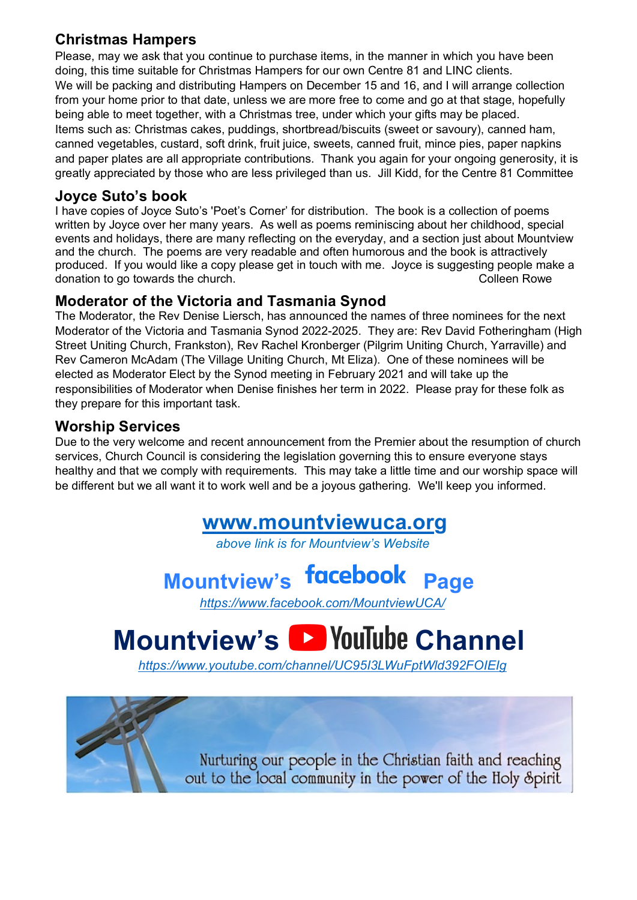## Christmas Hampers

Please, may we ask that you continue to purchase items, in the manner in which you have been doing, this time suitable for Christmas Hampers for our own Centre 81 and LINC clients.
We will be packing and distributing Hampers on December 15 and 16, and I will arrange collection from your home prior to that date, unless we are more free to come and go at that stage, hopefully being able to meet together, with a Christmas tree, under which your gifts may be placed.
Items such as: Christmas cakes, puddings, shortbread/biscuits (sweet or savoury), canned ham, canned vegetables, custard, soft drink, fruit juice, sweets, canned fruit, mince pies, paper napkins and paper plates are all appropriate contributions. Thank you again for your ongoing generosity, it is greatly appreciated by those who are less privileged than us. Jill Kidd, for the Centre 81 Committee

## Joyce Suto's book

I have copies of Joyce Suto's 'Poet's Corner' for distribution. The book is a collection of poems written by Joyce over her many years. As well as poems reminiscing about her childhood, special events and holidays, there are many reflecting on the everyday, and a section just about Mountview and the church. The poems are very readable and often humorous and the book is attractively produced. If you would like a copy please get in touch with me. Joyce is suggesting people make a donation to go towards the church. Colleen Rowe

## Moderator of the Victoria and Tasmania Synod

The Moderator, the Rev Denise Liersch, has announced the names of three nominees for the next Moderator of the Victoria and Tasmania Synod 2022-2025. They are: Rev David Fotheringham (High Street Uniting Church, Frankston), Rev Rachel Kronberger (Pilgrim Uniting Church, Yarraville) and Rev Cameron McAdam (The Village Uniting Church, Mt Eliza). One of these nominees will be elected as Moderator Elect by the Synod meeting in February 2021 and will take up the responsibilities of Moderator when Denise finishes her term in 2022. Please pray for these folk as they prepare for this important task.

## Worship Services

Due to the very welcome and recent announcement from the Premier about the resumption of church services, Church Council is considering the legislation governing this to ensure everyone stays healthy and that we comply with requirements. This may take a little time and our worship space will be different but we all want it to work well and be a joyous gathering. We'll keep you informed.

**www.mountviewuca.org**

*above link is for Mountview's Website*

**Mountview's facebook Page**

*https://www.facebook.com/MountviewUCA/*

**Mountview's YouTube Channel**

*https://www.youtube.com/channel/UC95I3LWuFptWld392FOIElg*

Nurturing our people in the Christian faith and reaching out to the local community in the power of the Holy Spirit